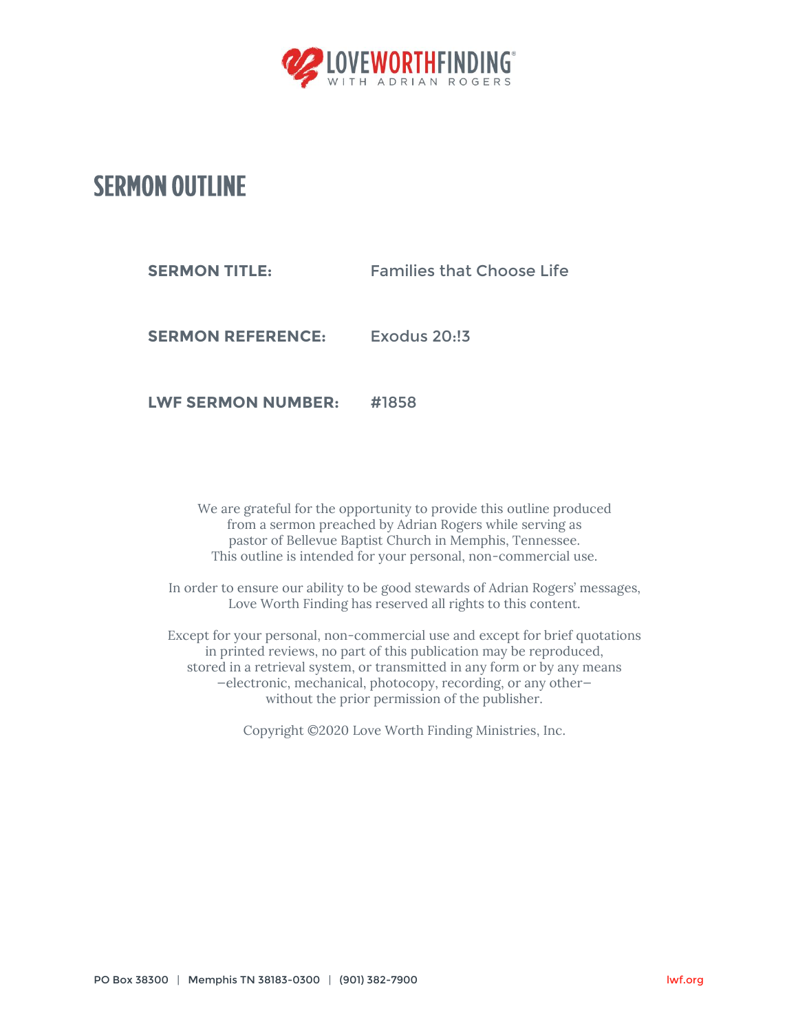LOVEWORTHFINDING®
WITH ADRIAN ROGERS

# SERMON OUTLINE

**SERMON TITLE:** Families that Choose Life

**SERMON REFERENCE:** Exodus 20:!3

**LWF SERMON NUMBER:** #1858

We are grateful for the opportunity to provide this outline produced from a sermon preached by Adrian Rogers while serving as pastor of Bellevue Baptist Church in Memphis, Tennessee. This outline is intended for your personal, non-commercial use.

In order to ensure our ability to be good stewards of Adrian Rogers' messages, Love Worth Finding has reserved all rights to this content.

Except for your personal, non-commercial use and except for brief quotations in printed reviews, no part of this publication may be reproduced, stored in a retrieval system, or transmitted in any form or by any means —electronic, mechanical, photocopy, recording, or any other— without the prior permission of the publisher.

Copyright ©2020 Love Worth Finding Ministries, Inc.

PO Box 38300 | Memphis TN 38183-0300 | (901) 382-7900 lwf.org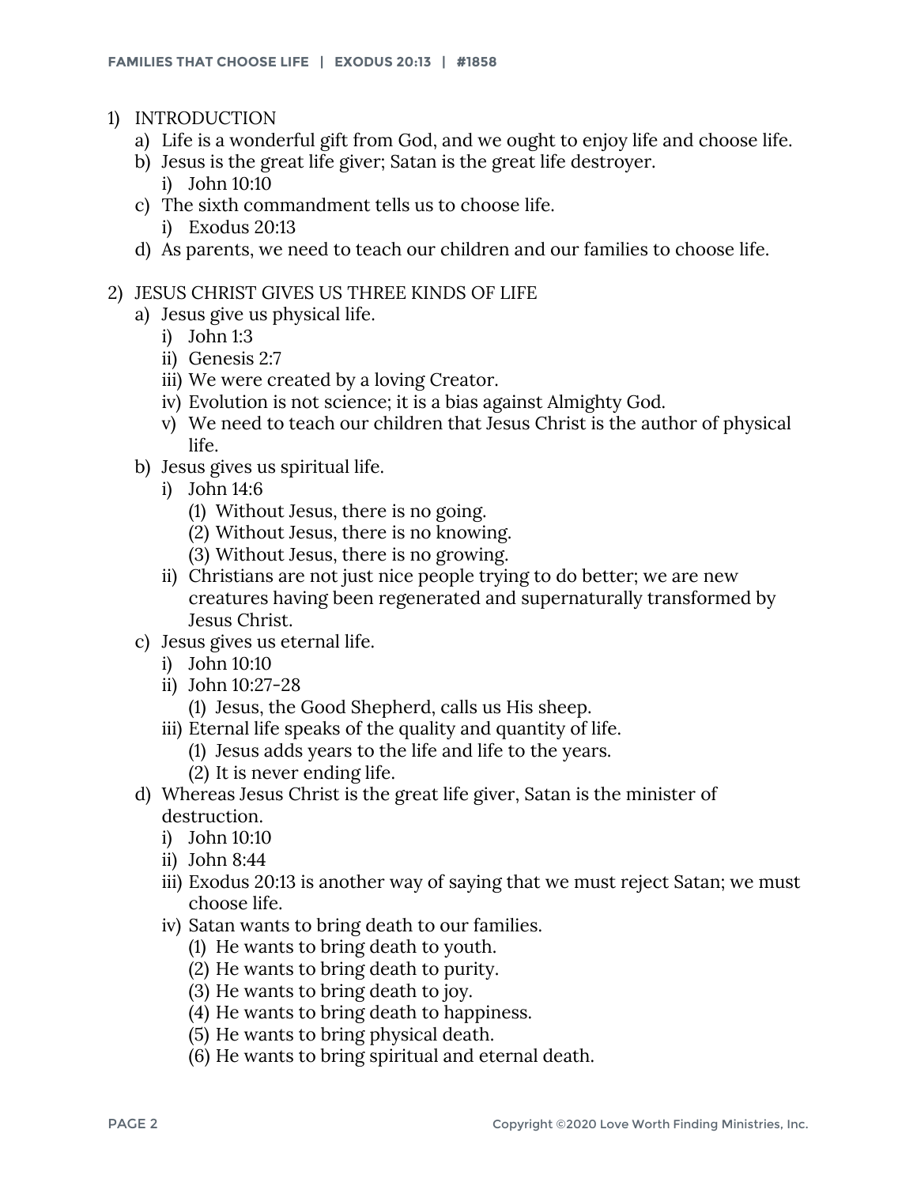1) INTRODUCTION
   a) Life is a wonderful gift from God, and we ought to enjoy life and choose life.
   b) Jesus is the great life giver; Satan is the great life destroyer.
      i) John 10:10
   c) The sixth commandment tells us to choose life.
      i) Exodus 20:13
   d) As parents, we need to teach our children and our families to choose life.

2) JESUS CHRIST GIVES US THREE KINDS OF LIFE
   a) Jesus give us physical life.
      i) John 1:3
      ii) Genesis 2:7
      iii) We were created by a loving Creator.
      iv) Evolution is not science; it is a bias against Almighty God.
      v) We need to teach our children that Jesus Christ is the author of physical life.
   b) Jesus gives us spiritual life.
      i) John 14:6
         (1) Without Jesus, there is no going.
         (2) Without Jesus, there is no knowing.
         (3) Without Jesus, there is no growing.
      ii) Christians are not just nice people trying to do better; we are new creatures having been regenerated and supernaturally transformed by Jesus Christ.
   c) Jesus gives us eternal life.
      i) John 10:10
      ii) John 10:27-28
         (1) Jesus, the Good Shepherd, calls us His sheep.
      iii) Eternal life speaks of the quality and quantity of life.
         (1) Jesus adds years to the life and life to the years.
         (2) It is never ending life.
   d) Whereas Jesus Christ is the great life giver, Satan is the minister of destruction.
      i) John 10:10
      ii) John 8:44
      iii) Exodus 20:13 is another way of saying that we must reject Satan; we must choose life.
      iv) Satan wants to bring death to our families.
         (1) He wants to bring death to youth.
         (2) He wants to bring death to purity.
         (3) He wants to bring death to joy.
         (4) He wants to bring death to happiness.
         (5) He wants to bring physical death.
         (6) He wants to bring spiritual and eternal death.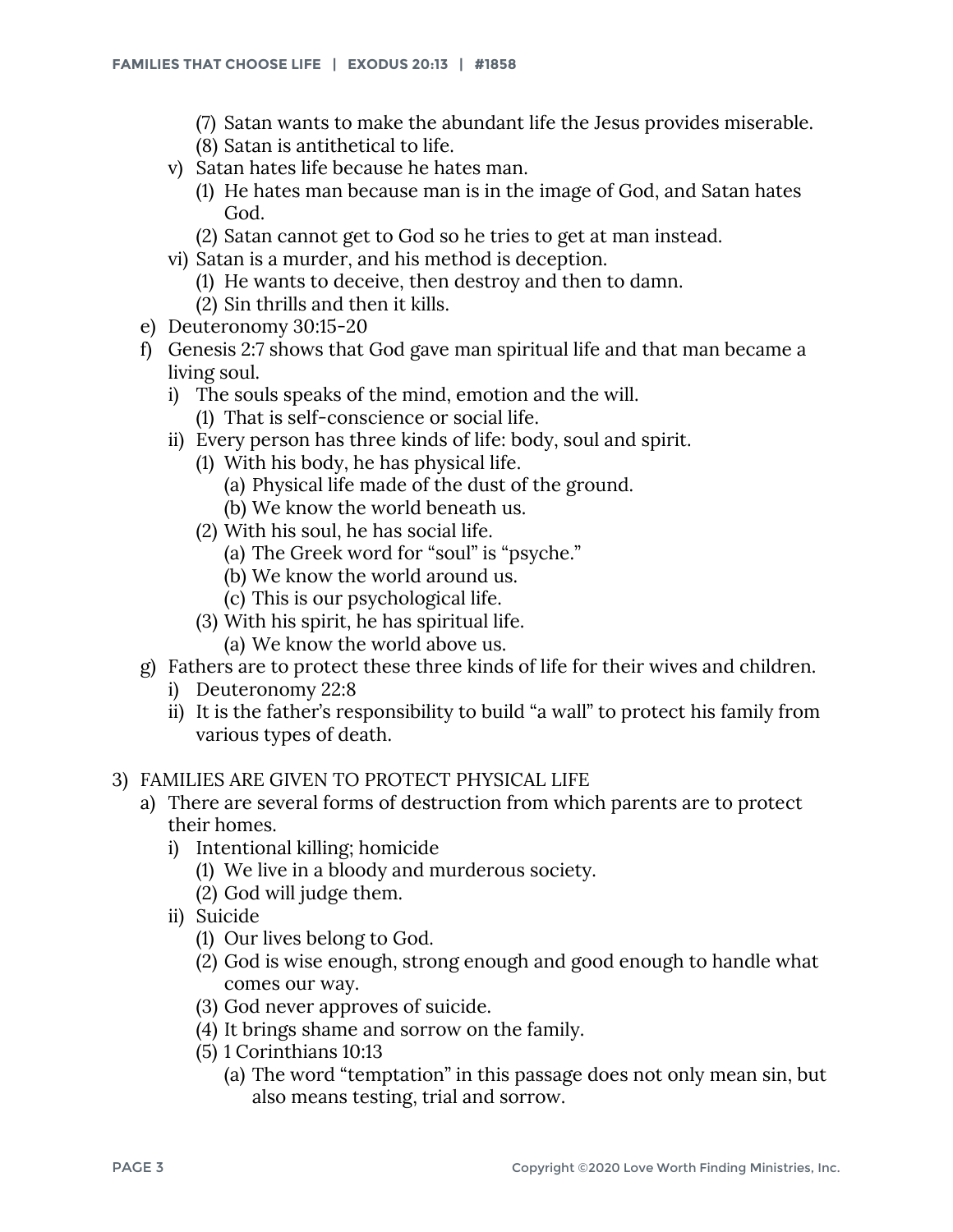- (7) Satan wants to make the abundant life the Jesus provides miserable.
- (8) Satan is antithetical to life.

v) Satan hates life because he hates man.
- (1) He hates man because man is in the image of God, and Satan hates God.
- (2) Satan cannot get to God so he tries to get at man instead.

vi) Satan is a murder, and his method is deception.
- (1) He wants to deceive, then destroy and then to damn.
- (2) Sin thrills and then it kills.

e) Deuteronomy 30:15-20

f) Genesis 2:7 shows that God gave man spiritual life and that man became a living soul.

i) The souls speaks of the mind, emotion and the will.
- (1) That is self-conscience or social life.

ii) Every person has three kinds of life: body, soul and spirit.
- (1) With his body, he has physical life.
  - (a) Physical life made of the dust of the ground.
  - (b) We know the world beneath us.
- (2) With his soul, he has social life.
  - (a) The Greek word for "soul" is "psyche."
  - (b) We know the world around us.
  - (c) This is our psychological life.
- (3) With his spirit, he has spiritual life.
  - (a) We know the world above us.

g) Fathers are to protect these three kinds of life for their wives and children.

i) Deuteronomy 22:8

ii) It is the father's responsibility to build "a wall" to protect his family from various types of death.

3) FAMILIES ARE GIVEN TO PROTECT PHYSICAL LIFE

a) There are several forms of destruction from which parents are to protect their homes.

i) Intentional killing; homicide
- (1) We live in a bloody and murderous society.
- (2) God will judge them.

ii) Suicide
- (1) Our lives belong to God.
- (2) God is wise enough, strong enough and good enough to handle what comes our way.
- (3) God never approves of suicide.
- (4) It brings shame and sorrow on the family.
- (5) 1 Corinthians 10:13
  - (a) The word "temptation" in this passage does not only mean sin, but also means testing, trial and sorrow.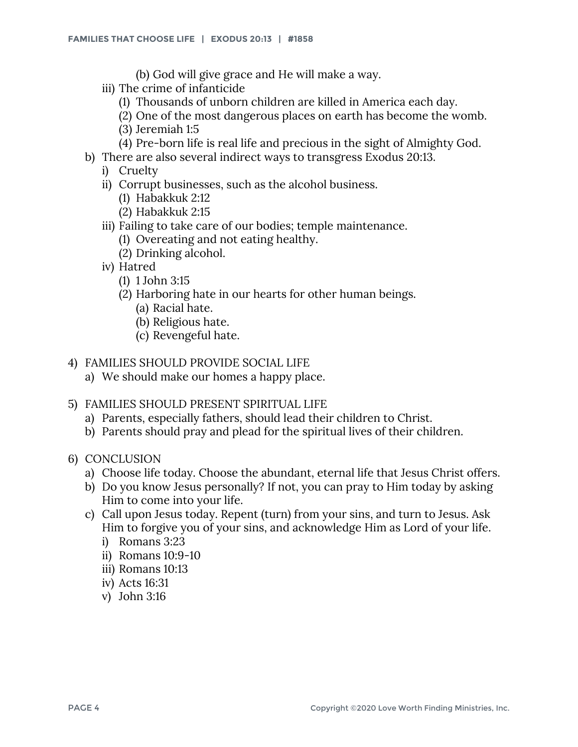(b) God will give grace and He will make a way.
        iii) The crime of infanticide
            (1) Thousands of unborn children are killed in America each day.
            (2) One of the most dangerous places on earth has become the womb.
            (3) Jeremiah 1:5
            (4) Pre-born life is real life and precious in the sight of Almighty God.
    b) There are also several indirect ways to transgress Exodus 20:13.
        i) Cruelty
        ii) Corrupt businesses, such as the alcohol business.
            (1) Habakkuk 2:12
            (2) Habakkuk 2:15
        iii) Failing to take care of our bodies; temple maintenance.
            (1) Overeating and not eating healthy.
            (2) Drinking alcohol.
        iv) Hatred
            (1) 1 John 3:15
            (2) Harboring hate in our hearts for other human beings.
                (a) Racial hate.
                (b) Religious hate.
                (c) Revengeful hate.

4) FAMILIES SHOULD PROVIDE SOCIAL LIFE
    a) We should make our homes a happy place.

5) FAMILIES SHOULD PRESENT SPIRITUAL LIFE
    a) Parents, especially fathers, should lead their children to Christ.
    b) Parents should pray and plead for the spiritual lives of their children.

6) CONCLUSION
    a) Choose life today. Choose the abundant, eternal life that Jesus Christ offers.
    b) Do you know Jesus personally? If not, you can pray to Him today by asking Him to come into your life.
    c) Call upon Jesus today. Repent (turn) from your sins, and turn to Jesus. Ask Him to forgive you of your sins, and acknowledge Him as Lord of your life.
        i) Romans 3:23
        ii) Romans 10:9-10
        iii) Romans 10:13
        iv) Acts 16:31
        v) John 3:16